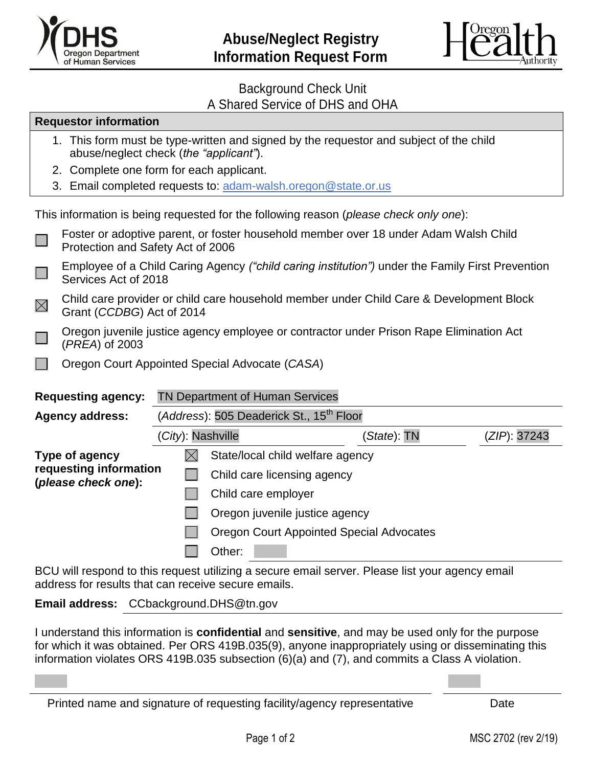# Abuse/Neglect Registry Information Request Form

Background Check Unit
A Shared Service of DHS and OHA

**Requestor information**

1. This form must be type-written and signed by the requestor and subject of the child abuse/neglect check (*the "applicant"*).
2. Complete one form for each applicant.
3. Email completed requests to: adam-walsh.oregon@state.or.us

This information is being requested for the following reason (*please check only one*):

- ☐ Foster or adoptive parent, or foster household member over 18 under Adam Walsh Child Protection and Safety Act of 2006
- ☐ Employee of a Child Caring Agency *("child caring institution")* under the Family First Prevention Services Act of 2018
- ☒ Child care provider or child care household member under Child Care & Development Block Grant (*CCDBG*) Act of 2014
- ☐ Oregon juvenile justice agency employee or contractor under Prison Rape Elimination Act (*PREA*) of 2003
- ☐ Oregon Court Appointed Special Advocate (*CASA*)

**Requesting agency:** TN Department of Human Services

**Agency address:** (*Address*): 505 Deaderick St., 15th Floor
(*City*): Nashville (*State*): TN (*ZIP*): 37243

**Type of agency requesting information (*please check one*):**

- ☒ State/local child welfare agency
- ☐ Child care licensing agency
- ☐ Child care employer
- ☐ Oregon juvenile justice agency
- ☐ Oregon Court Appointed Special Advocates
- ☐ Other:

BCU will respond to this request utilizing a secure email server. Please list your agency email address for results that can receive secure emails.

**Email address:** CCbackground.DHS@tn.gov

I understand this information is **confidential** and **sensitive**, and may be used only for the purpose for which it was obtained. Per ORS 419B.035(9), anyone inappropriately using or disseminating this information violates ORS 419B.035 subsection (6)(a) and (7), and commits a Class A violation.

Printed name and signature of requesting facility/agency representative | Date

MSC 2702 (rev 2/19)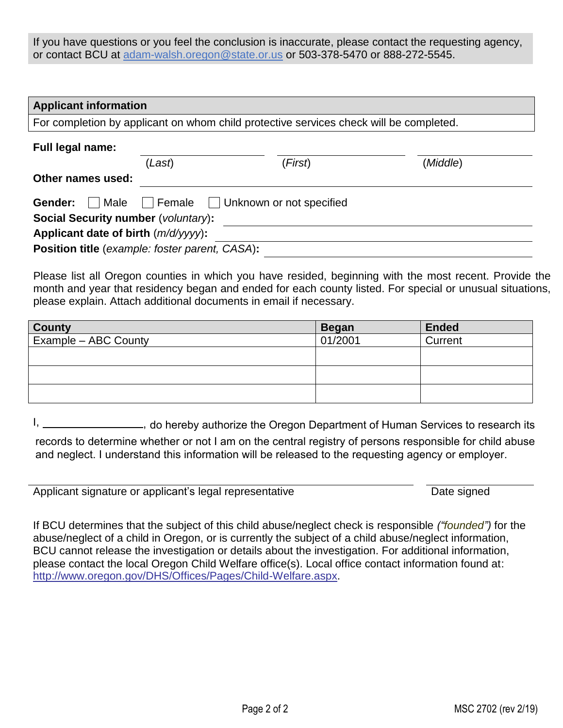If you have questions or you feel the conclusion is inaccurate, please contact the requesting agency, or contact BCU at adam-walsh.oregon@state.or.us or 503-378-5470 or 888-272-5545.

| Applicant information |
|---|
| For completion by applicant on whom child protective services check will be completed. |

**Full legal name:** ____________________ ____________________ ____________________
(*Last*) (*First*) (*Middle*)

**Other names used:** ____________________

**Gender:** ☐ Male ☐ Female ☐ Unknown or not specified

**Social Security number** (*voluntary*)**:** ____________________

**Applicant date of birth** (*m/d/yyyy*)**:** ____________________

**Position title** (*example: foster parent, CASA*)**:** ____________________

Please list all Oregon counties in which you have resided, beginning with the most recent. Provide the month and year that residency began and ended for each county listed. For special or unusual situations, please explain. Attach additional documents in email if necessary.

| County | Began | Ended |
|---|---|---|
| Example – ABC County | 01/2001 | Current |
| | | |
| | | |
| | | |

I, ____________________, do hereby authorize the Oregon Department of Human Services to research its records to determine whether or not I am on the central registry of persons responsible for child abuse and neglect. I understand this information will be released to the requesting agency or employer.

Applicant signature or applicant's legal representative ____________________ Date signed ____________________

If BCU determines that the subject of this child abuse/neglect check is responsible *("founded")* for the abuse/neglect of a child in Oregon, or is currently the subject of a child abuse/neglect information, BCU cannot release the investigation or details about the investigation. For additional information, please contact the local Oregon Child Welfare office(s). Local office contact information found at: http://www.oregon.gov/DHS/Offices/Pages/Child-Welfare.aspx.

MSC 2702 (rev 2/19)